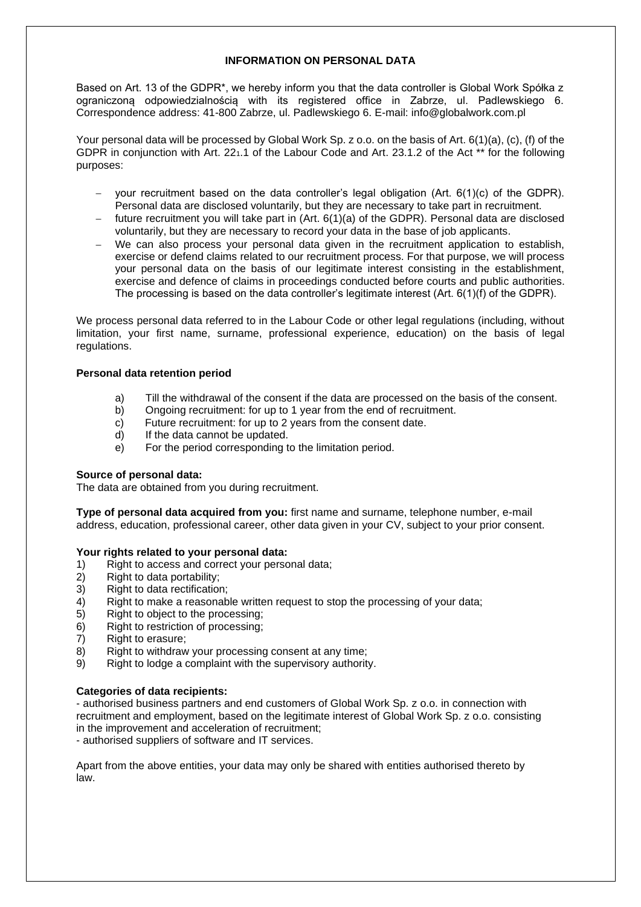# INFORMATION ON PERSONAL DATA

Based on Art. 13 of the GDPR*, we hereby inform you that the data controller is Global Work Spółka z ograniczoną odpowiedzialnością with its registered office in Zabrze, ul. Padlewskiego 6. Correspondence address: 41-800 Zabrze, ul. Padlewskiego 6. E-mail: info@globalwork.com.pl

Your personal data will be processed by Global Work Sp. z o.o. on the basis of Art. 6(1)(a), (c), (f) of the GDPR in conjunction with Art. $22_1$.1 of the Labour Code and Art. 23.1.2 of the Act ** for the following purposes:

- your recruitment based on the data controller's legal obligation (Art. 6(1)(c) of the GDPR). Personal data are disclosed voluntarily, but they are necessary to take part in recruitment.
- future recruitment you will take part in (Art. 6(1)(a) of the GDPR). Personal data are disclosed voluntarily, but they are necessary to record your data in the base of job applicants.
- We can also process your personal data given in the recruitment application to establish, exercise or defend claims related to our recruitment process. For that purpose, we will process your personal data on the basis of our legitimate interest consisting in the establishment, exercise and defence of claims in proceedings conducted before courts and public authorities. The processing is based on the data controller's legitimate interest (Art. 6(1)(f) of the GDPR).

We process personal data referred to in the Labour Code or other legal regulations (including, without limitation, your first name, surname, professional experience, education) on the basis of legal regulations.

**Personal data retention period**

a) Till the withdrawal of the consent if the data are processed on the basis of the consent.
b) Ongoing recruitment: for up to 1 year from the end of recruitment.
c) Future recruitment: for up to 2 years from the consent date.
d) If the data cannot be updated.
e) For the period corresponding to the limitation period.

**Source of personal data:**
The data are obtained from you during recruitment.

**Type of personal data acquired from you:** first name and surname, telephone number, e-mail address, education, professional career, other data given in your CV, subject to your prior consent.

**Your rights related to your personal data:**

1) Right to access and correct your personal data;
2) Right to data portability;
3) Right to data rectification;
4) Right to make a reasonable written request to stop the processing of your data;
5) Right to object to the processing;
6) Right to restriction of processing;
7) Right to erasure;
8) Right to withdraw your processing consent at any time;
9) Right to lodge a complaint with the supervisory authority.

**Categories of data recipients:**
- authorised business partners and end customers of Global Work Sp. z o.o. in connection with recruitment and employment, based on the legitimate interest of Global Work Sp. z o.o. consisting in the improvement and acceleration of recruitment;
- authorised suppliers of software and IT services.

Apart from the above entities, your data may only be shared with entities authorised thereto by law.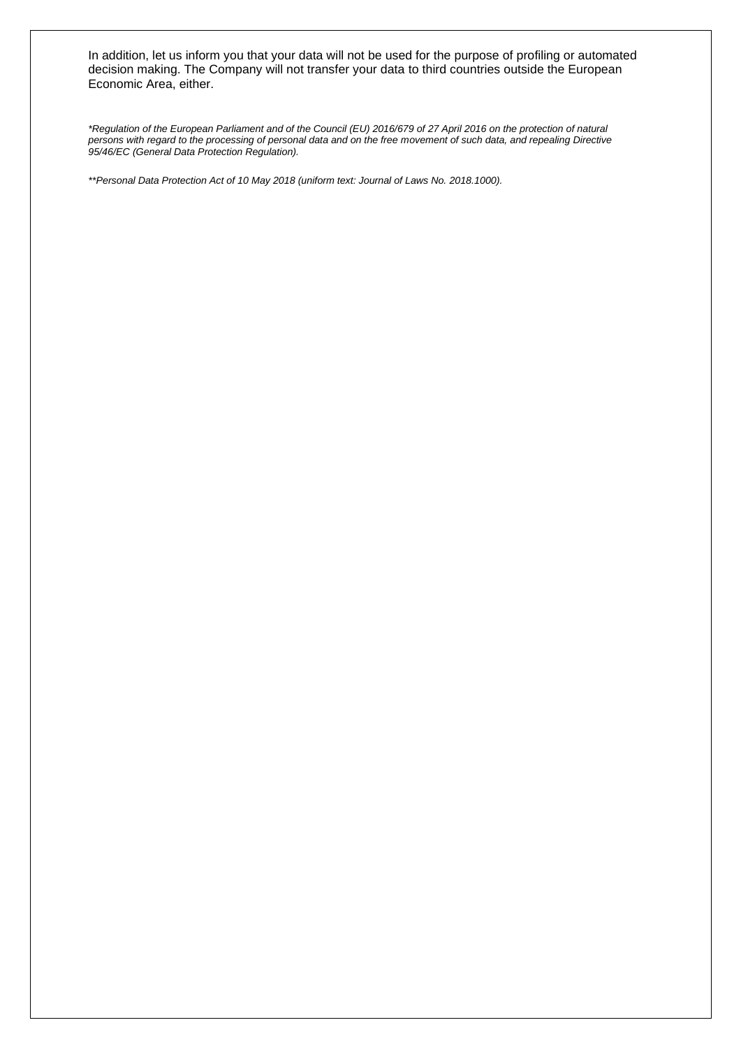In addition, let us inform you that your data will not be used for the purpose of profiling or automated decision making. The Company will not transfer your data to third countries outside the European Economic Area, either.

**Regulation of the European Parliament and of the Council (EU) 2016/679 of 27 April 2016 on the protection of natural persons with regard to the processing of personal data and on the free movement of such data, and repealing Directive 95/46/EC (General Data Protection Regulation).*

***Personal Data Protection Act of 10 May 2018 (uniform text: Journal of Laws No. 2018.1000).*